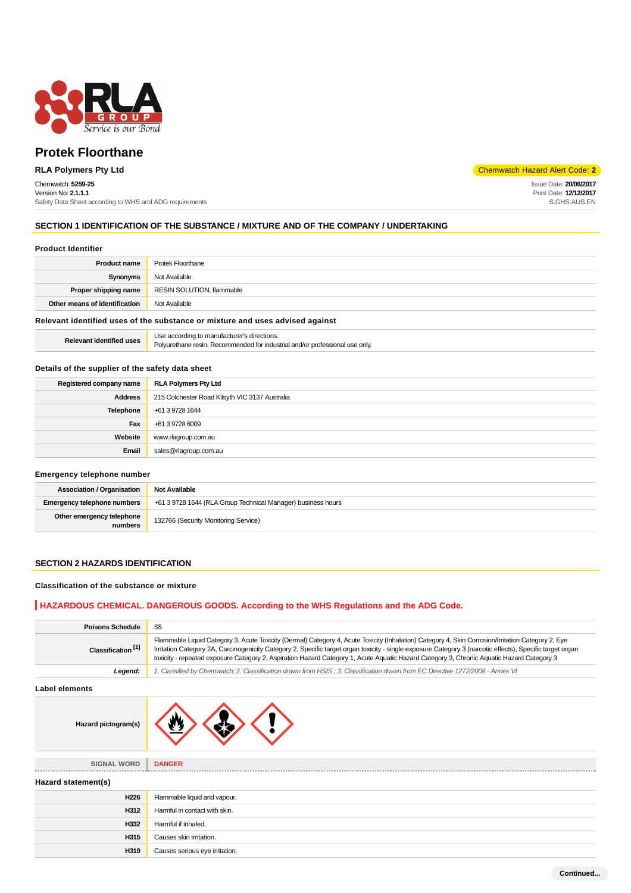# Protek Floorthane

**RLA Polymers Pty Ltd**

Chemwatch Hazard Alert Code: **2**

Chemwatch: **5259-25**
Version No: **2.1.1.1**
Safety Data Sheet according to WHS and ADG requirements

Issue Date: **20/06/2017**
Print Date: **12/12/2017**
S.GHS.AUS.EN

## SECTION 1 IDENTIFICATION OF THE SUBSTANCE / MIXTURE AND OF THE COMPANY / UNDERTAKING

### Product Identifier

| | |
|---|---|
| **Product name** | Protek Floorthane |
| **Synonyms** | Not Available |
| **Proper shipping name** | RESIN SOLUTION, flammable |
| **Other means of identification** | Not Available |

### Relevant identified uses of the substance or mixture and uses advised against

| | |
|---|---|
| **Relevant identified uses** | Use according to manufacturer's directions.<br>Polyurethane resin. Recommended for industrial and/or professional use only. |

### Details of the supplier of the safety data sheet

| | |
|---|---|
| **Registered company name** | **RLA Polymers Pty Ltd** |
| **Address** | 215 Colchester Road Kilsyth VIC 3137 Australia |
| **Telephone** | +61 3 9728 1644 |
| **Fax** | +61 3 9728 6009 |
| **Website** | www.rlagroup.com.au |
| **Email** | sales@rlagroup.com.au |

### Emergency telephone number

| | |
|---|---|
| **Association / Organisation** | **Not Available** |
| **Emergency telephone numbers** | +61 3 9728 1644 (RLA Group Technical Manager) business hours |
| **Other emergency telephone numbers** | 132766 (Security Monitoring Service) |

## SECTION 2 HAZARDS IDENTIFICATION

### Classification of the substance or mixture

**HAZARDOUS CHEMICAL. DANGEROUS GOODS. According to the WHS Regulations and the ADG Code.**

| | |
|---|---|
| **Poisons Schedule** | S5 |
| **Classification [1]** | Flammable Liquid Category 3, Acute Toxicity (Dermal) Category 4, Acute Toxicity (Inhalation) Category 4, Skin Corrosion/Irritation Category 2, Eye Irritation Category 2A, Carcinogenicity Category 2, Specific target organ toxicity - single exposure Category 3 (narcotic effects), Specific target organ toxicity - repeated exposure Category 2, Aspiration Hazard Category 1, Acute Aquatic Hazard Category 3, Chronic Aquatic Hazard Category 3 |
| ***Legend:*** | *1. Classified by Chemwatch; 2. Classification drawn from HSIS ; 3. Classification drawn from EC Directive 1272/2008 - Annex VI* |

### Label elements

| | |
|---|---|
| **Hazard pictogram(s)** | |
| **SIGNAL WORD** | **DANGER** |

### Hazard statement(s)

| | |
|---|---|
| **H226** | Flammable liquid and vapour. |
| **H312** | Harmful in contact with skin. |
| **H332** | Harmful if inhaled. |
| **H315** | Causes skin irritation. |
| **H319** | Causes serious eye irritation. |

**Continued...**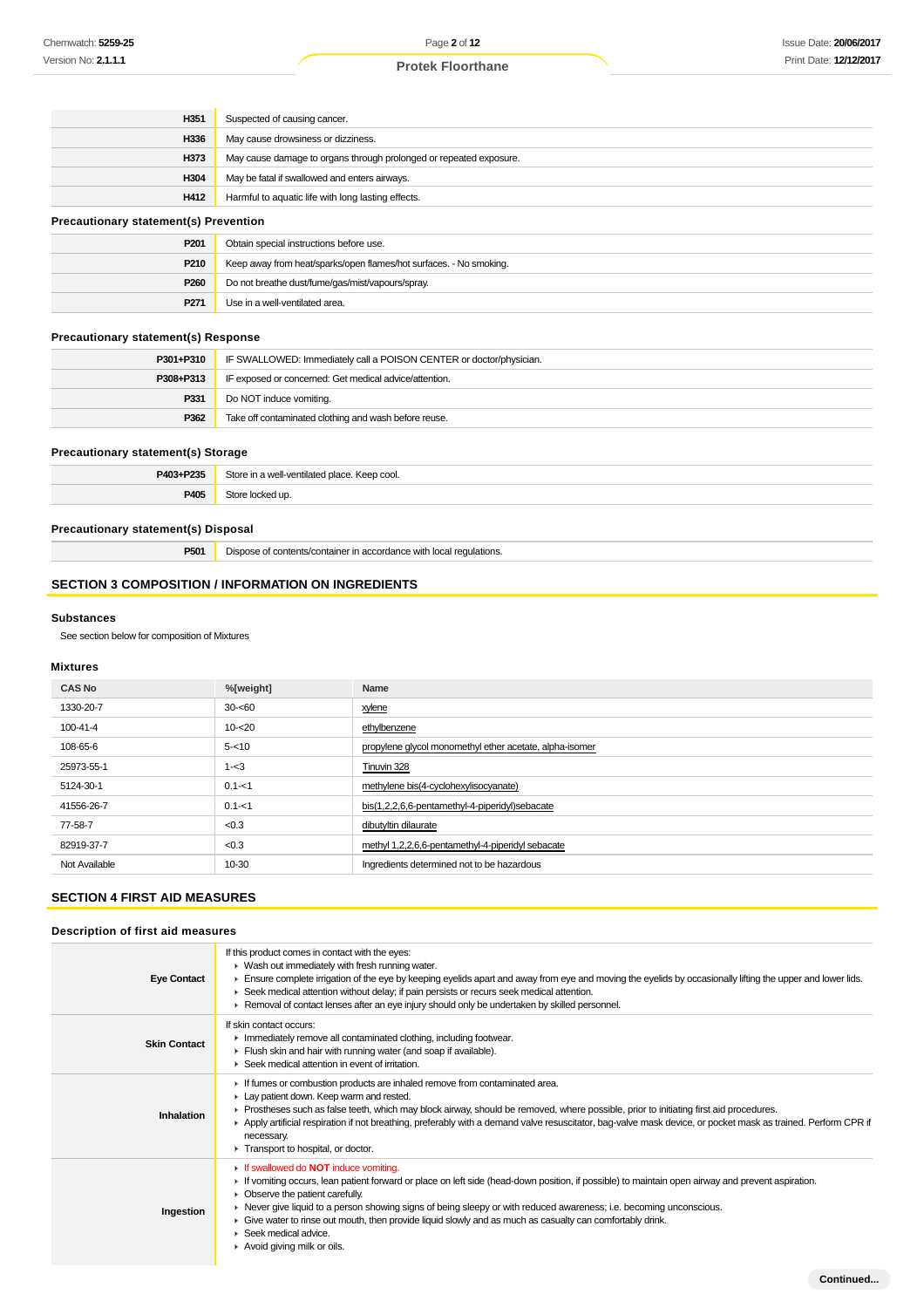| | |
|---|---|
| H351 | Suspected of causing cancer. |
| H336 | May cause drowsiness or dizziness. |
| H373 | May cause damage to organs through prolonged or repeated exposure. |
| H304 | May be fatal if swallowed and enters airways. |
| H412 | Harmful to aquatic life with long lasting effects. |

### Precautionary statement(s) Prevention

| | |
|---|---|
| P201 | Obtain special instructions before use. |
| P210 | Keep away from heat/sparks/open flames/hot surfaces. - No smoking. |
| P260 | Do not breathe dust/fume/gas/mist/vapours/spray. |
| P271 | Use in a well-ventilated area. |

### Precautionary statement(s) Response

| | |
|---|---|
| P301+P310 | IF SWALLOWED: Immediately call a POISON CENTER or doctor/physician. |
| P308+P313 | IF exposed or concerned: Get medical advice/attention. |
| P331 | Do NOT induce vomiting. |
| P362 | Take off contaminated clothing and wash before reuse. |

### Precautionary statement(s) Storage

| | |
|---|---|
| P403+P235 | Store in a well-ventilated place. Keep cool. |
| P405 | Store locked up. |

### Precautionary statement(s) Disposal

| | |
|---|---|
| P501 | Dispose of contents/container in accordance with local regulations. |

## SECTION 3 COMPOSITION / INFORMATION ON INGREDIENTS

### Substances

See section below for composition of Mixtures

### Mixtures

| CAS No | %[weight] | Name |
|---|---|---|
| 1330-20-7 | 30-<60 | xylene |
| 100-41-4 | 10-<20 | ethylbenzene |
| 108-65-6 | 5-<10 | propylene glycol monomethyl ether acetate, alpha-isomer |
| 25973-55-1 | 1-<3 | Tinuvin 328 |
| 5124-30-1 | 0.1-<1 | methylene bis(4-cyclohexylisocyanate) |
| 41556-26-7 | 0.1-<1 | bis(1,2,2,6,6-pentamethyl-4-piperidyl)sebacate |
| 77-58-7 | <0.3 | dibutyltin dilaurate |
| 82919-37-7 | <0.3 | methyl 1,2,2,6,6-pentamethyl-4-piperidyl sebacate |
| Not Available | 10-30 | Ingredients determined not to be hazardous |

## SECTION 4 FIRST AID MEASURES

### Description of first aid measures

| | |
|---|---|
| Eye Contact | If this product comes in contact with the eyes:<br>▸ Wash out immediately with fresh running water.<br>▸ Ensure complete irrigation of the eye by keeping eyelids apart and away from eye and moving the eyelids by occasionally lifting the upper and lower lids.<br>▸ Seek medical attention without delay; if pain persists or recurs seek medical attention.<br>▸ Removal of contact lenses after an eye injury should only be undertaken by skilled personnel. |
| Skin Contact | If skin contact occurs:<br>▸ Immediately remove all contaminated clothing, including footwear.<br>▸ Flush skin and hair with running water (and soap if available).<br>▸ Seek medical attention in event of irritation. |
| Inhalation | ▸ If fumes or combustion products are inhaled remove from contaminated area.<br>▸ Lay patient down. Keep warm and rested.<br>▸ Prostheses such as false teeth, which may block airway, should be removed, where possible, prior to initiating first aid procedures.<br>▸ Apply artificial respiration if not breathing, preferably with a demand valve resuscitator, bag-valve mask device, or pocket mask as trained. Perform CPR if necessary.<br>▸ Transport to hospital, or doctor. |
| Ingestion | ▸ If swallowed do **NOT** induce vomiting.<br>▸ If vomiting occurs, lean patient forward or place on left side (head-down position, if possible) to maintain open airway and prevent aspiration.<br>▸ Observe the patient carefully.<br>▸ Never give liquid to a person showing signs of being sleepy or with reduced awareness; i.e. becoming unconscious.<br>▸ Give water to rinse out mouth, then provide liquid slowly and as much as casualty can comfortably drink.<br>▸ Seek medical advice.<br>▸ Avoid giving milk or oils. |

Continued...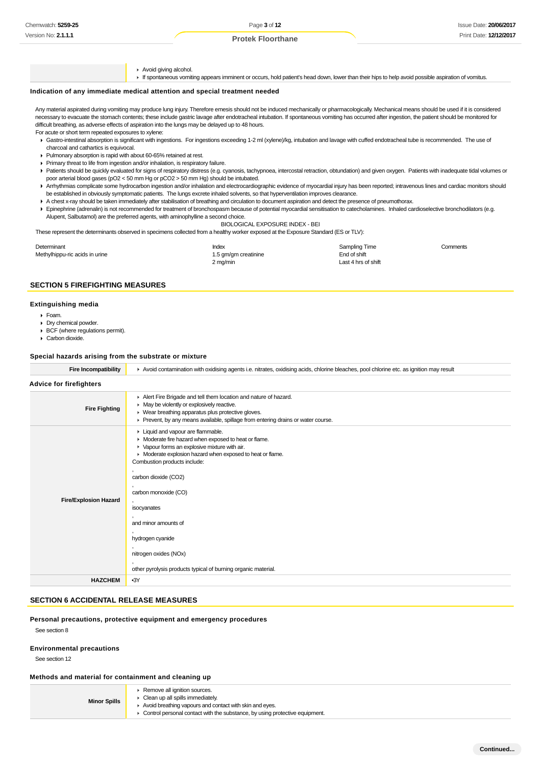| | |
|---|---|
| | ▸ Avoid giving alcohol.<br>▸ If spontaneous vomiting appears imminent or occurs, hold patient's head down, lower than their hips to help avoid possible aspiration of vomitus. |

### Indication of any immediate medical attention and special treatment needed

Any material aspirated during vomiting may produce lung injury. Therefore emesis should not be induced mechanically or pharmacologically. Mechanical means should be used if it is considered necessary to evacuate the stomach contents; these include gastric lavage after endotracheal intubation. If spontaneous vomiting has occurred after ingestion, the patient should be monitored for difficult breathing, as adverse effects of aspiration into the lungs may be delayed up to 48 hours.

For acute or short term repeated exposures to xylene:

- Gastro-intestinal absorption is significant with ingestions. For ingestions exceeding 1-2 ml (xylene)/kg, intubation and lavage with cuffed endotracheal tube is recommended. The use of charcoal and cathartics is equivocal.
- Pulmonary absorption is rapid with about 60-65% retained at rest.
- Primary threat to life from ingestion and/or inhalation, is respiratory failure.
- Patients should be quickly evaluated for signs of respiratory distress (e.g. cyanosis, tachypnoea, intercostal retraction, obtundation) and given oxygen. Patients with inadequate tidal volumes or poor arterial blood gases ($pO_2$ < 50 mm Hg or $pCO_2$ > 50 mm Hg) should be intubated.
- Arrhythmias complicate some hydrocarbon ingestion and/or inhalation and electrocardiographic evidence of myocardial injury has been reported; intravenous lines and cardiac monitors should be established in obviously symptomatic patients. The lungs excrete inhaled solvents, so that hyperventilation improves clearance.
- A chest x-ray should be taken immediately after stabilisation of breathing and circulation to document aspiration and detect the presence of pneumothorax.
- Epinephrine (adrenalin) is not recommended for treatment of bronchospasm because of potential myocardial sensitisation to catecholamines. Inhaled cardioselective bronchodilators (e.g. Alupent, Salbutamol) are the preferred agents, with aminophylline a second choice.

BIOLOGICAL EXPOSURE INDEX - BEI

These represent the determinants observed in specimens collected from a healthy worker exposed at the Exposure Standard (ES or TLV):

| Determinant | Index | Sampling Time | Comments |
|---|---|---|---|
| Methylhippu-ric acids in urine | 1.5 gm/gm creatinine | End of shift | |
| | 2 mg/min | Last 4 hrs of shift | |

## SECTION 5 FIREFIGHTING MEASURES

### Extinguishing media

- Foam.
- Dry chemical powder.
- BCF (where regulations permit).
- Carbon dioxide.

### Special hazards arising from the substrate or mixture

| | |
|---|---|
| **Fire Incompatibility** | ▸ Avoid contamination with oxidising agents i.e. nitrates, oxidising acids, chlorine bleaches, pool chlorine etc. as ignition may result |

### Advice for firefighters

| | |
|---|---|
| **Fire Fighting** | ▸ Alert Fire Brigade and tell them location and nature of hazard.<br>▸ May be violently or explosively reactive.<br>▸ Wear breathing apparatus plus protective gloves.<br>▸ Prevent, by any means available, spillage from entering drains or water course. |
| **Fire/Explosion Hazard** | ▸ Liquid and vapour are flammable.<br>▸ Moderate fire hazard when exposed to heat or flame.<br>▸ Vapour forms an explosive mixture with air.<br>▸ Moderate explosion hazard when exposed to heat or flame.<br>Combustion products include:<br>,<br>carbon dioxide ($CO_2$)<br>,<br>carbon monoxide (CO)<br>,<br>isocyanates<br>,<br>and minor amounts of<br>,<br>hydrogen cyanide<br>,<br>nitrogen oxides (NOx)<br>,<br>other pyrolysis products typical of burning organic material. |
| **HAZCHEM** | •3Y |

## SECTION 6 ACCIDENTAL RELEASE MEASURES

### Personal precautions, protective equipment and emergency procedures

See section 8

### Environmental precautions

See section 12

### Methods and material for containment and cleaning up

| | |
|---|---|
| **Minor Spills** | ▸ Remove all ignition sources.<br>▸ Clean up all spills immediately.<br>▸ Avoid breathing vapours and contact with skin and eyes.<br>▸ Control personal contact with the substance, by using protective equipment. |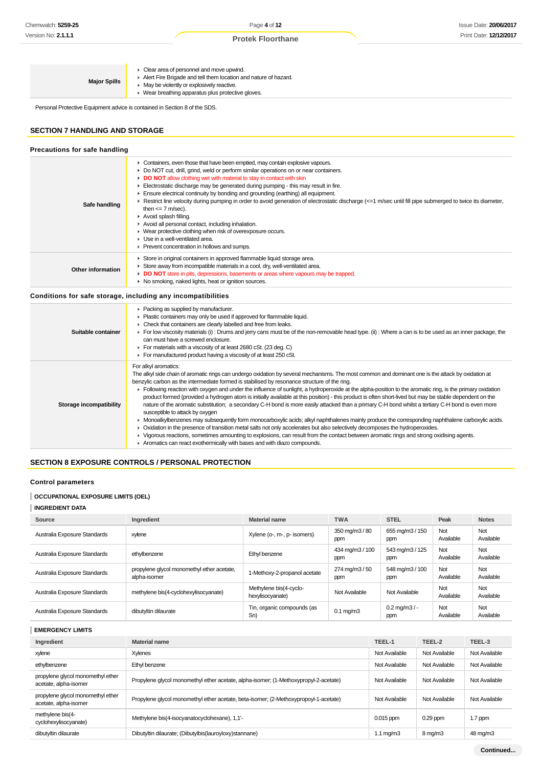| | |
|---|---|
| **Major Spills** | ▸ Clear area of personnel and move upwind.<br>▸ Alert Fire Brigade and tell them location and nature of hazard.<br>▸ May be violently or explosively reactive.<br>▸ Wear breathing apparatus plus protective gloves. |

Personal Protective Equipment advice is contained in Section 8 of the SDS.

## SECTION 7 HANDLING AND STORAGE

### Precautions for safe handling

| | |
|---|---|
| **Safe handling** | ▸ Containers, even those that have been emptied, may contain explosive vapours.<br>▸ Do NOT cut, drill, grind, weld or perform similar operations on or near containers.<br>▸ **DO NOT** allow clothing wet with material to stay in contact with skin<br>▸ Electrostatic discharge may be generated during pumping - this may result in fire.<br>▸ Ensure electrical continuity by bonding and grounding (earthing) all equipment.<br>▸ Restrict line velocity during pumping in order to avoid generation of electrostatic discharge (<=1 m/sec until fill pipe submerged to twice its diameter, then <= 7 m/sec).<br>▸ Avoid splash filling.<br>▸ Avoid all personal contact, including inhalation.<br>▸ Wear protective clothing when risk of overexposure occurs.<br>▸ Use in a well-ventilated area.<br>▸ Prevent concentration in hollows and sumps. |
| **Other information** | ▸ Store in original containers in approved flammable liquid storage area.<br>▸ Store away from incompatible materials in a cool, dry, well-ventilated area.<br>▸ **DO NOT** store in pits, depressions, basements or areas where vapours may be trapped.<br>▸ No smoking, naked lights, heat or ignition sources. |

### Conditions for safe storage, including any incompatibilities

| | |
|---|---|
| **Suitable container** | ▸ Packing as supplied by manufacturer.<br>▸ Plastic containers may only be used if approved for flammable liquid.<br>▸ Check that containers are clearly labelled and free from leaks.<br>▸ For low viscosity materials (i) : Drums and jerry cans must be of the non-removable head type. (ii) : Where a can is to be used as an inner package, the can must have a screwed enclosure.<br>▸ For materials with a viscosity of at least 2680 cSt. (23 deg. C)<br>▸ For manufactured product having a viscosity of at least 250 cSt. |
| **Storage incompatibility** | For alkyl aromatics:<br>The alkyl side chain of aromatic rings can undergo oxidation by several mechanisms. The most common and dominant one is the attack by oxidation at benzylic carbon as the intermediate formed is stabilised by resonance structure of the ring.<br>▸ Following reaction with oxygen and under the influence of sunlight, a hydroperoxide at the alpha-position to the aromatic ring, is the primary oxidation product formed (provided a hydrogen atom is initially available at this position) - this product is often short-lived but may be stable dependent on the nature of the aromatic substitution; a secondary C-H bond is more easily attacked than a primary C-H bond whilst a tertiary C-H bond is even more susceptible to attack by oxygen<br>▸ Monoalkylbenzenes may subsequently form monocarboxylic acids; alkyl naphthalenes mainly produce the corresponding naphthalene carboxylic acids.<br>▸ Oxidation in the presence of transition metal salts not only accelerates but also selectively decomposes the hydroperoxides.<br>▸ Vigorous reactions, sometimes amounting to explosions, can result from the contact between aromatic rings and strong oxidising agents.<br>▸ Aromatics can react exothermically with bases and with diazo compounds. |

## SECTION 8 EXPOSURE CONTROLS / PERSONAL PROTECTION

### Control parameters

#### OCCUPATIONAL EXPOSURE LIMITS (OEL)

#### INGREDIENT DATA

| Source | Ingredient | Material name | TWA | STEL | Peak | Notes |
|---|---|---|---|---|---|---|
| Australia Exposure Standards | xylene | Xylene (o-, m-, p- isomers) | 350 mg/m3 / 80 ppm | 655 mg/m3 / 150 ppm | Not Available | Not Available |
| Australia Exposure Standards | ethylbenzene | Ethyl benzene | 434 mg/m3 / 100 ppm | 543 mg/m3 / 125 ppm | Not Available | Not Available |
| Australia Exposure Standards | propylene glycol monomethyl ether acetate, alpha-isomer | 1-Methoxy-2-propanol acetate | 274 mg/m3 / 50 ppm | 548 mg/m3 / 100 ppm | Not Available | Not Available |
| Australia Exposure Standards | methylene bis(4-cyclohexylisocyanate) | Methylene bis(4-cyclo-hexylisocyanate) | Not Available | Not Available | Not Available | Not Available |
| Australia Exposure Standards | dibutyltin dilaurate | Tin, organic compounds (as Sn) | 0.1 mg/m3 | 0.2 mg/m3 / - ppm | Not Available | Not Available |

#### EMERGENCY LIMITS

| Ingredient | Material name | TEEL-1 | TEEL-2 | TEEL-3 |
|---|---|---|---|---|
| xylene | Xylenes | Not Available | Not Available | Not Available |
| ethylbenzene | Ethyl benzene | Not Available | Not Available | Not Available |
| propylene glycol monomethyl ether acetate, alpha-isomer | Propylene glycol monomethyl ether acetate, alpha-isomer; (1-Methoxypropyl-2-acetate) | Not Available | Not Available | Not Available |
| propylene glycol monomethyl ether acetate, alpha-isomer | Propylene glycol monomethyl ether acetate, beta-isomer; (2-Methoxypropoyl-1-acetate) | Not Available | Not Available | Not Available |
| methylene bis(4-cyclohexylisocyanate) | Methylene bis(4-isocyanatocyclohexane), 1,1'- | 0.015 ppm | 0.29 ppm | 1.7 ppm |
| dibutyltin dilaurate | Dibutyltin dilaurate; (Dibutylbis(lauroyloxy)stannane) | 1.1 mg/m3 | 8 mg/m3 | 48 mg/m3 |

Continued...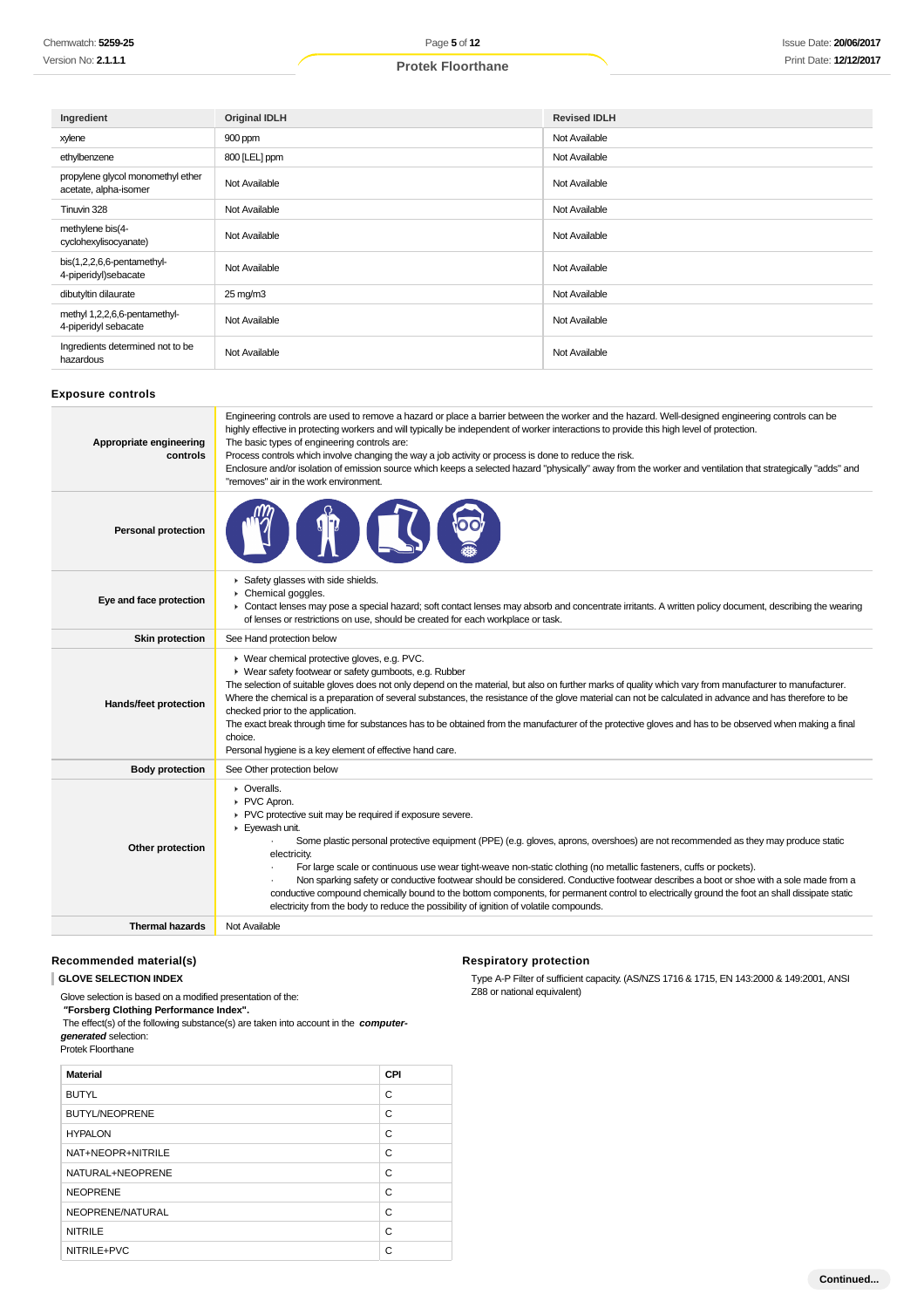| Ingredient | Original IDLH | Revised IDLH |
|---|---|---|
| xylene | 900 ppm | Not Available |
| ethylbenzene | 800 [LEL] ppm | Not Available |
| propylene glycol monomethyl ether acetate, alpha-isomer | Not Available | Not Available |
| Tinuvin 328 | Not Available | Not Available |
| methylene bis(4-cyclohexylisocyanate) | Not Available | Not Available |
| bis(1,2,2,6,6-pentamethyl-4-piperidyl)sebacate | Not Available | Not Available |
| dibutyltin dilaurate | 25 mg/m3 | Not Available |
| methyl 1,2,2,6,6-pentamethyl-4-piperidyl sebacate | Not Available | Not Available |
| Ingredients determined not to be hazardous | Not Available | Not Available |

## Exposure controls

| | |
|---|---|
| **Appropriate engineering controls** | Engineering controls are used to remove a hazard or place a barrier between the worker and the hazard. Well-designed engineering controls can be highly effective in protecting workers and will typically be independent of worker interactions to provide this high level of protection.<br>The basic types of engineering controls are:<br>Process controls which involve changing the way a job activity or process is done to reduce the risk.<br>Enclosure and/or isolation of emission source which keeps a selected hazard "physically" away from the worker and ventilation that strategically "adds" and "removes" air in the work environment. |
| **Personal protection** | |
| **Eye and face protection** | ▸ Safety glasses with side shields.<br>▸ Chemical goggles.<br>▸ Contact lenses may pose a special hazard; soft contact lenses may absorb and concentrate irritants. A written policy document, describing the wearing of lenses or restrictions on use, should be created for each workplace or task. |
| **Skin protection** | See Hand protection below |
| **Hands/feet protection** | ▸ Wear chemical protective gloves, e.g. PVC.<br>▸ Wear safety footwear or safety gumboots, e.g. Rubber<br>The selection of suitable gloves does not only depend on the material, but also on further marks of quality which vary from manufacturer to manufacturer. Where the chemical is a preparation of several substances, the resistance of the glove material can not be calculated in advance and has therefore to be checked prior to the application.<br>The exact break through time for substances has to be obtained from the manufacturer of the protective gloves and has to be observed when making a final choice.<br>Personal hygiene is a key element of effective hand care. |
| **Body protection** | See Other protection below |
| **Other protection** | ▸ Overalls.<br>▸ PVC Apron.<br>▸ PVC protective suit may be required if exposure severe.<br>▸ Eyewash unit.<br>· Some plastic personal protective equipment (PPE) (e.g. gloves, aprons, overshoes) are not recommended as they may produce static electricity.<br>· For large scale or continuous use wear tight-weave non-static clothing (no metallic fasteners, cuffs or pockets).<br>· Non sparking safety or conductive footwear should be considered. Conductive footwear describes a boot or shoe with a sole made from a conductive compound chemically bound to the bottom components, for permanent control to electrically ground the foot an shall dissipate static electricity from the body to reduce the possibility of ignition of volatile compounds. |
| **Thermal hazards** | Not Available |

### Recommended material(s)

**GLOVE SELECTION INDEX**

Glove selection is based on a modified presentation of the:
**"Forsberg Clothing Performance Index".**
The effect(s) of the following substance(s) are taken into account in the ***computer-generated*** selection:
Protek Floorthane

| Material | CPI |
|---|---|
| BUTYL | C |
| BUTYL/NEOPRENE | C |
| HYPALON | C |
| NAT+NEOPR+NITRILE | C |
| NATURAL+NEOPRENE | C |
| NEOPRENE | C |
| NEOPRENE/NATURAL | C |
| NITRILE | C |
| NITRILE+PVC | C |

### Respiratory protection

Type A-P Filter of sufficient capacity. (AS/NZS 1716 & 1715, EN 143:2000 & 149:2001, ANSI Z88 or national equivalent)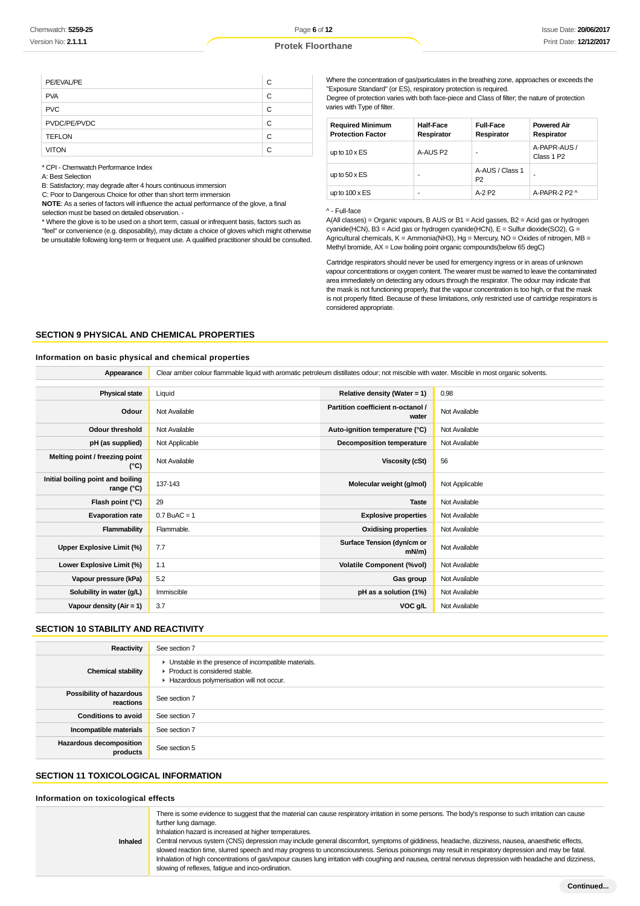| | |
|---|---|
| PE/EVAL/PE | C |
| PVA | C |
| PVC | C |
| PVDC/PE/PVDC | C |
| TEFLON | C |
| VITON | C |

\* CPI - Chemwatch Performance Index
A: Best Selection
B: Satisfactory; may degrade after 4 hours continuous immersion
C: Poor to Dangerous Choice for other than short term immersion
**NOTE**: As a series of factors will influence the actual performance of the glove, a final selection must be based on detailed observation. -
\* Where the glove is to be used on a short term, casual or infrequent basis, factors such as "feel" or convenience (e.g. disposability), may dictate a choice of gloves which might otherwise be unsuitable following long-term or frequent use. A qualified practitioner should be consulted.

Where the concentration of gas/particulates in the breathing zone, approaches or exceeds the "Exposure Standard" (or ES), respiratory protection is required.
Degree of protection varies with both face-piece and Class of filter; the nature of protection varies with Type of filter.

| Required Minimum Protection Factor | Half-Face Respirator | Full-Face Respirator | Powered Air Respirator |
|---|---|---|---|
| up to 10 x ES | A-AUS P2 | - | A-PAPR-AUS / Class 1 P2 |
| up to 50 x ES | - | A-AUS / Class 1 P2 | - |
| up to 100 x ES | - | A-2 P2 | A-PAPR-2 P2 ^ |

^ - Full-face
A(All classes) = Organic vapours, B AUS or B1 = Acid gasses, B2 = Acid gas or hydrogen cyanide(HCN), B3 = Acid gas or hydrogen cyanide(HCN), E = Sulfur dioxide($SO_2$), G = Agricultural chemicals, K = Ammonia($NH_3$), Hg = Mercury, NO = Oxides of nitrogen, MB = Methyl bromide, AX = Low boiling point organic compounds(below 65 degC)

Cartridge respirators should never be used for emergency ingress or in areas of unknown vapour concentrations or oxygen content. The wearer must be warned to leave the contaminated area immediately on detecting any odours through the respirator. The odour may indicate that the mask is not functioning properly, that the vapour concentration is too high, or that the mask is not properly fitted. Because of these limitations, only restricted use of cartridge respirators is considered appropriate.

## SECTION 9 PHYSICAL AND CHEMICAL PROPERTIES

### Information on basic physical and chemical properties

| | |
|---|---|
| **Appearance** | Clear amber colour flammable liquid with aromatic petroleum distillates odour; not miscible with water. Miscible in most organic solvents. |

| | | | |
|---|---|---|---|
| **Physical state** | Liquid | **Relative density (Water = 1)** | 0.98 |
| **Odour** | Not Available | **Partition coefficient n-octanol / water** | Not Available |
| **Odour threshold** | Not Available | **Auto-ignition temperature (°C)** | Not Available |
| **pH (as supplied)** | Not Applicable | **Decomposition temperature** | Not Available |
| **Melting point / freezing point (°C)** | Not Available | **Viscosity (cSt)** | 56 |
| **Initial boiling point and boiling range (°C)** | 137-143 | **Molecular weight (g/mol)** | Not Applicable |
| **Flash point (°C)** | 29 | **Taste** | Not Available |
| **Evaporation rate** | 0.7 BuAC = 1 | **Explosive properties** | Not Available |
| **Flammability** | Flammable. | **Oxidising properties** | Not Available |
| **Upper Explosive Limit (%)** | 7.7 | **Surface Tension (dyn/cm or mN/m)** | Not Available |
| **Lower Explosive Limit (%)** | 1.1 | **Volatile Component (%vol)** | Not Available |
| **Vapour pressure (kPa)** | 5.2 | **Gas group** | Not Available |
| **Solubility in water (g/L)** | Immiscible | **pH as a solution (1%)** | Not Available |
| **Vapour density (Air = 1)** | 3.7 | **VOC g/L** | Not Available |

## SECTION 10 STABILITY AND REACTIVITY

| | |
|---|---|
| **Reactivity** | See section 7 |
| **Chemical stability** | ▸ Unstable in the presence of incompatible materials.<br>▸ Product is considered stable.<br>▸ Hazardous polymerisation will not occur. |
| **Possibility of hazardous reactions** | See section 7 |
| **Conditions to avoid** | See section 7 |
| **Incompatible materials** | See section 7 |
| **Hazardous decomposition products** | See section 5 |

## SECTION 11 TOXICOLOGICAL INFORMATION

### Information on toxicological effects

| | |
|---|---|
| **Inhaled** | There is some evidence to suggest that the material can cause respiratory irritation in some persons. The body's response to such irritation can cause further lung damage.<br>Inhalation hazard is increased at higher temperatures.<br>Central nervous system (CNS) depression may include general discomfort, symptoms of giddiness, headache, dizziness, nausea, anaesthetic effects, slowed reaction time, slurred speech and may progress to unconsciousness. Serious poisonings may result in respiratory depression and may be fatal.<br>Inhalation of high concentrations of gas/vapour causes lung irritation with coughing and nausea, central nervous depression with headache and dizziness, slowing of reflexes, fatigue and inco-ordination. |

**Continued...**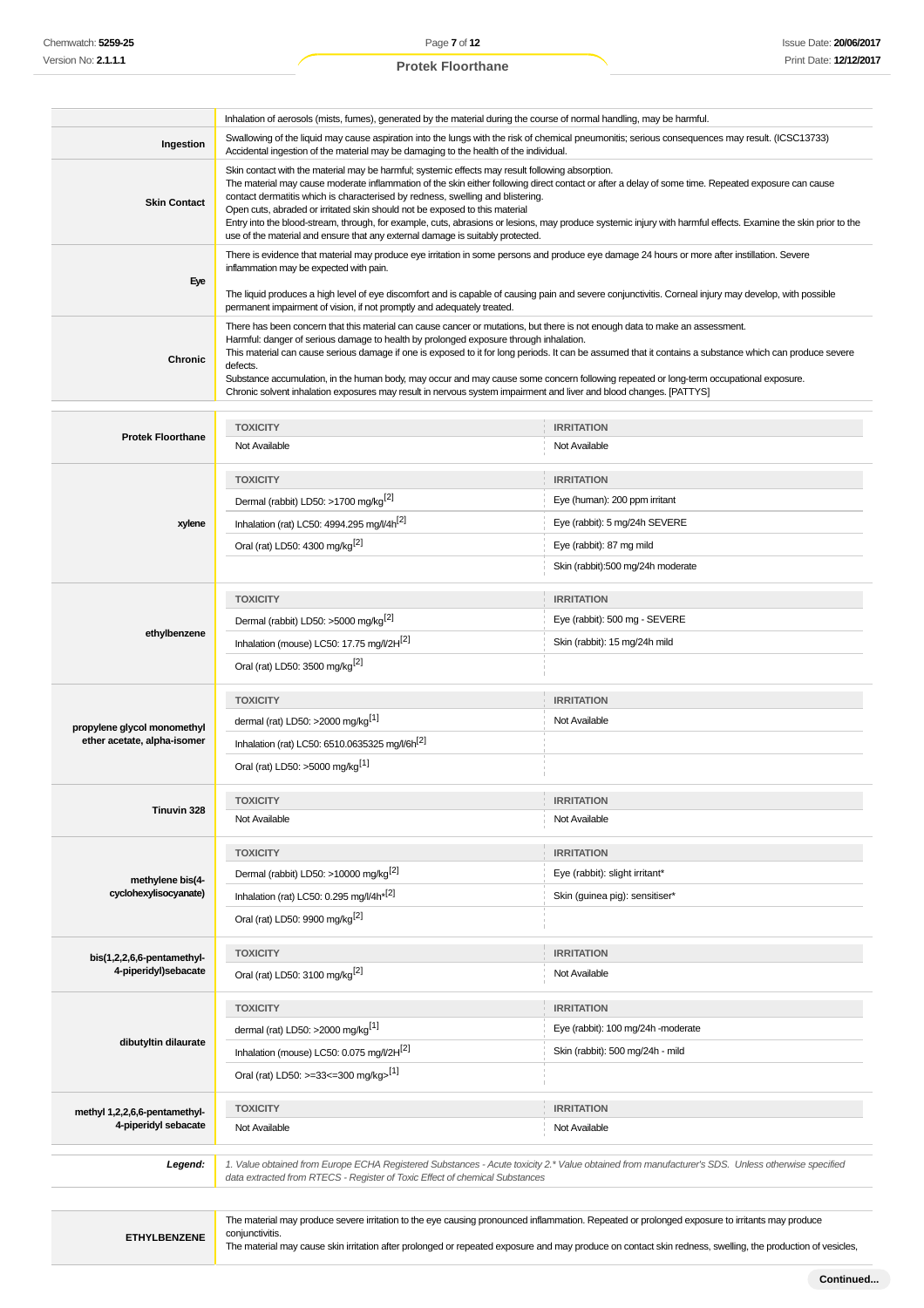| | |
|---|---|
| | Inhalation of aerosols (mists, fumes), generated by the material during the course of normal handling, may be harmful. |
| **Ingestion** | Swallowing of the liquid may cause aspiration into the lungs with the risk of chemical pneumonitis; serious consequences may result. (ICSC13733)<br>Accidental ingestion of the material may be damaging to the health of the individual. |
| **Skin Contact** | Skin contact with the material may be harmful; systemic effects may result following absorption.<br>The material may cause moderate inflammation of the skin either following direct contact or after a delay of some time. Repeated exposure can cause contact dermatitis which is characterised by redness, swelling and blistering.<br>Open cuts, abraded or irritated skin should not be exposed to this material<br>Entry into the blood-stream, through, for example, cuts, abrasions or lesions, may produce systemic injury with harmful effects. Examine the skin prior to the use of the material and ensure that any external damage is suitably protected. |
| **Eye** | There is evidence that material may produce eye irritation in some persons and produce eye damage 24 hours or more after instillation. Severe inflammation may be expected with pain.<br><br>The liquid produces a high level of eye discomfort and is capable of causing pain and severe conjunctivitis. Corneal injury may develop, with possible permanent impairment of vision, if not promptly and adequately treated. |
| **Chronic** | There has been concern that this material can cause cancer or mutations, but there is not enough data to make an assessment.<br>Harmful: danger of serious damage to health by prolonged exposure through inhalation.<br>This material can cause serious damage if one is exposed to it for long periods. It can be assumed that it contains a substance which can produce severe defects.<br>Substance accumulation, in the human body, may occur and may cause some concern following repeated or long-term occupational exposure.<br>Chronic solvent inhalation exposures may result in nervous system impairment and liver and blood changes. [PATTYS] |

| | TOXICITY | IRRITATION |
|---|---|---|
| **Protek Floorthane** | Not Available | Not Available |
| **xylene** | Dermal (rabbit) LD50: >1700 mg/kg[2] | Eye (human): 200 ppm irritant |
| | Inhalation (rat) LC50: 4994.295 mg/l/4h[2] | Eye (rabbit): 5 mg/24h SEVERE |
| | Oral (rat) LD50: 4300 mg/kg[2] | Eye (rabbit): 87 mg mild |
| | | Skin (rabbit):500 mg/24h moderate |
| **ethylbenzene** | Dermal (rabbit) LD50: >5000 mg/kg[2] | Eye (rabbit): 500 mg - SEVERE |
| | Inhalation (mouse) LC50: 17.75 mg/l/2H[2] | Skin (rabbit): 15 mg/24h mild |
| | Oral (rat) LD50: 3500 mg/kg[2] | |
| **propylene glycol monomethyl ether acetate, alpha-isomer** | dermal (rat) LD50: >2000 mg/kg[1] | Not Available |
| | Inhalation (rat) LC50: 6510.0635325 mg/l/6h[2] | |
| | Oral (rat) LD50: >5000 mg/kg[1] | |
| **Tinuvin 328** | Not Available | Not Available |
| **methylene bis(4-cyclohexylisocyanate)** | Dermal (rabbit) LD50: >10000 mg/kg[2] | Eye (rabbit): slight irritant* |
| | Inhalation (rat) LC50: 0.295 mg/l/4h*[2] | Skin (guinea pig): sensitiser* |
| | Oral (rat) LD50: 9900 mg/kg[2] | |
| **bis(1,2,2,6,6-pentamethyl-4-piperidyl)sebacate** | Oral (rat) LD50: 3100 mg/kg[2] | Not Available |
| **dibutyltin dilaurate** | dermal (rat) LD50: >2000 mg/kg[1] | Eye (rabbit): 100 mg/24h -moderate |
| | Inhalation (mouse) LC50: 0.075 mg/l/2H[2] | Skin (rabbit): 500 mg/24h - mild |
| | Oral (rat) LD50: >=33<=300 mg/kg>[1] | |
| **methyl 1,2,2,6,6-pentamethyl-4-piperidyl sebacate** | Not Available | Not Available |

| | |
|---|---|
| ***Legend:*** | *1. Value obtained from Europe ECHA Registered Substances - Acute toxicity 2.* Value obtained from manufacturer's SDS. Unless otherwise specified data extracted from RTECS - Register of Toxic Effect of chemical Substances* |

| | |
|---|---|
| **ETHYLBENZENE** | The material may produce severe irritation to the eye causing pronounced inflammation. Repeated or prolonged exposure to irritants may produce conjunctivitis.<br>The material may cause skin irritation after prolonged or repeated exposure and may produce on contact skin redness, swelling, the production of vesicles, |

**Continued...**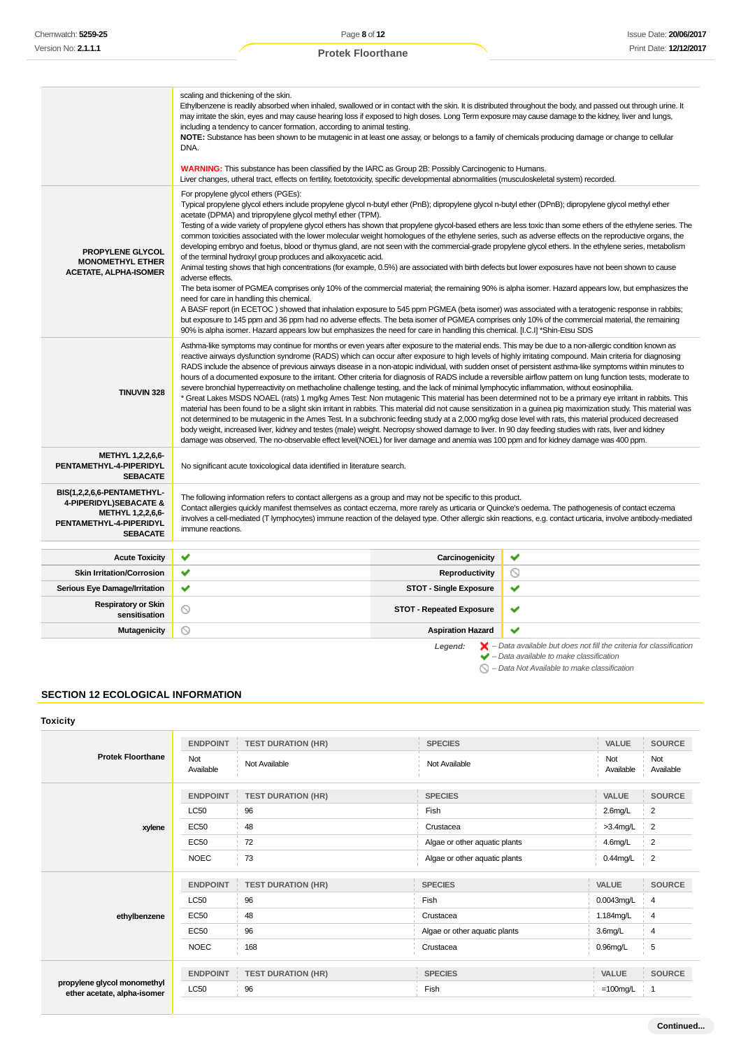| | |
|---|---|
| | scaling and thickening of the skin.<br>Ethylbenzene is readily absorbed when inhaled, swallowed or in contact with the skin. It is distributed throughout the body, and passed out through urine. It may irritate the skin, eyes and may cause hearing loss if exposed to high doses. Long Term exposure may cause damage to the kidney, liver and lungs, including a tendency to cancer formation, according to animal testing.<br>**NOTE:** Substance has been shown to be mutagenic in at least one assay, or belongs to a family of chemicals producing damage or change to cellular DNA.<br><br>**WARNING:** This substance has been classified by the IARC as Group 2B: Possibly Carcinogenic to Humans.<br>Liver changes, utheral tract, effects on fertility, foetotoxicity, specific developmental abnormalities (musculoskeletal system) recorded. |
| **PROPYLENE GLYCOL MONOMETHYL ETHER ACETATE, ALPHA-ISOMER** | For propylene glycol ethers (PGEs):<br>Typical propylene glycol ethers include propylene glycol n-butyl ether (PnB); dipropylene glycol n-butyl ether (DPnB); dipropylene glycol methyl ether acetate (DPMA) and tripropylene glycol methyl ether (TPM).<br>Testing of a wide variety of propylene glycol ethers has shown that propylene glycol-based ethers are less toxic than some ethers of the ethylene series. The common toxicities associated with the lower molecular weight homologues of the ethylene series, such as adverse effects on the reproductive organs, the developing embryo and foetus, blood or thymus gland, are not seen with the commercial-grade propylene glycol ethers. In the ethylene series, metabolism of the terminal hydroxyl group produces and alkoxyacetic acid.<br>Animal testing shows that high concentrations (for example, 0.5%) are associated with birth defects but lower exposures have not been shown to cause adverse effects.<br>The beta isomer of PGMEA comprises only 10% of the commercial material; the remaining 90% is alpha isomer. Hazard appears low, but emphasizes the need for care in handling this chemical.<br>A BASF report (in ECETOC ) showed that inhalation exposure to 545 ppm PGMEA (beta isomer) was associated with a teratogenic response in rabbits; but exposure to 145 ppm and 36 ppm had no adverse effects. The beta isomer of PGMEA comprises only 10% of the commercial material, the remaining 90% is alpha isomer. Hazard appears low but emphasizes the need for care in handling this chemical. [I.C.I] *Shin-Etsu SDS |
| **TINUVIN 328** | Asthma-like symptoms may continue for months or even years after exposure to the material ends. This may be due to a non-allergic condition known as reactive airways dysfunction syndrome (RADS) which can occur after exposure to high levels of highly irritating compound. Main criteria for diagnosing RADS include the absence of previous airways disease in a non-atopic individual, with sudden onset of persistent asthma-like symptoms within minutes to hours of a documented exposure to the irritant. Other criteria for diagnosis of RADS include a reversible airflow pattern on lung function tests, moderate to severe bronchial hyperreactivity on methacholine challenge testing, and the lack of minimal lymphocytic inflammation, without eosinophilia.<br>* Great Lakes MSDS NOAEL (rats) 1 mg/kg Ames Test: Non mutagenic This material has been determined not to be a primary eye irritant in rabbits. This material has been found to be a slight skin irritant in rabbits. This material did not cause sensitization in a guinea pig maximization study. This material was not determined to be mutagenic in the Ames Test. In a subchronic feeding study at a 2,000 mg/kg dose level with rats, this material produced decreased body weight, increased liver, kidney and testes (male) weight. Necropsy showed damage to liver. In 90 day feeding studies with rats, liver and kidney damage was observed. The no-observable effect level(NOEL) for liver damage and anemia was 100 ppm and for kidney damage was 400 ppm. |
| **METHYL 1,2,2,6,6-PENTAMETHYL-4-PIPERIDYL SEBACATE** | No significant acute toxicological data identified in literature search. |
| **BIS(1,2,2,6,6-PENTAMETHYL-4-PIPERIDYL)SEBACATE & METHYL 1,2,2,6,6-PENTAMETHYL-4-PIPERIDYL SEBACATE** | The following information refers to contact allergens as a group and may not be specific to this product.<br>Contact allergies quickly manifest themselves as contact eczema, more rarely as urticaria or Quincke's oedema. The pathogenesis of contact eczema involves a cell-mediated (T lymphocytes) immune reaction of the delayed type. Other allergic skin reactions, e.g. contact urticaria, involve antibody-mediated immune reactions. |

| | | | |
|---|---|---|---|
| **Acute Toxicity** | ✔ | **Carcinogenicity** | ✔ |
| **Skin Irritation/Corrosion** | ✔ | **Reproductivity** | ⃠ |
| **Serious Eye Damage/Irritation** | ✔ | **STOT - Single Exposure** | ✔ |
| **Respiratory or Skin sensitisation** | ⃠ | **STOT - Repeated Exposure** | ✔ |
| **Mutagenicity** | ⃠ | **Aspiration Hazard** | ✔ |

*Legend:*
- ✘ – *Data available but does not fill the criteria for classification*
- ✔ – *Data available to make classification*
- ⃠ – *Data Not Available to make classification*

## SECTION 12 ECOLOGICAL INFORMATION

### Toxicity

**Protek Floorthane**

| ENDPOINT | TEST DURATION (HR) | SPECIES | VALUE | SOURCE |
|---|---|---|---|---|
| Not Available | Not Available | Not Available | Not Available | Not Available |

**xylene**

| ENDPOINT | TEST DURATION (HR) | SPECIES | VALUE | SOURCE |
|---|---|---|---|---|
| LC50 | 96 | Fish | 2.6mg/L | 2 |
| EC50 | 48 | Crustacea | >3.4mg/L | 2 |
| EC50 | 72 | Algae or other aquatic plants | 4.6mg/L | 2 |
| NOEC | 73 | Algae or other aquatic plants | 0.44mg/L | 2 |

**ethylbenzene**

| ENDPOINT | TEST DURATION (HR) | SPECIES | VALUE | SOURCE |
|---|---|---|---|---|
| LC50 | 96 | Fish | 0.0043mg/L | 4 |
| EC50 | 48 | Crustacea | 1.184mg/L | 4 |
| EC50 | 96 | Algae or other aquatic plants | 3.6mg/L | 4 |
| NOEC | 168 | Crustacea | 0.96mg/L | 5 |

**propylene glycol monomethyl ether acetate, alpha-isomer**

| ENDPOINT | TEST DURATION (HR) | SPECIES | VALUE | SOURCE |
|---|---|---|---|---|
| LC50 | 96 | Fish | =100mg/L | 1 |

Continued...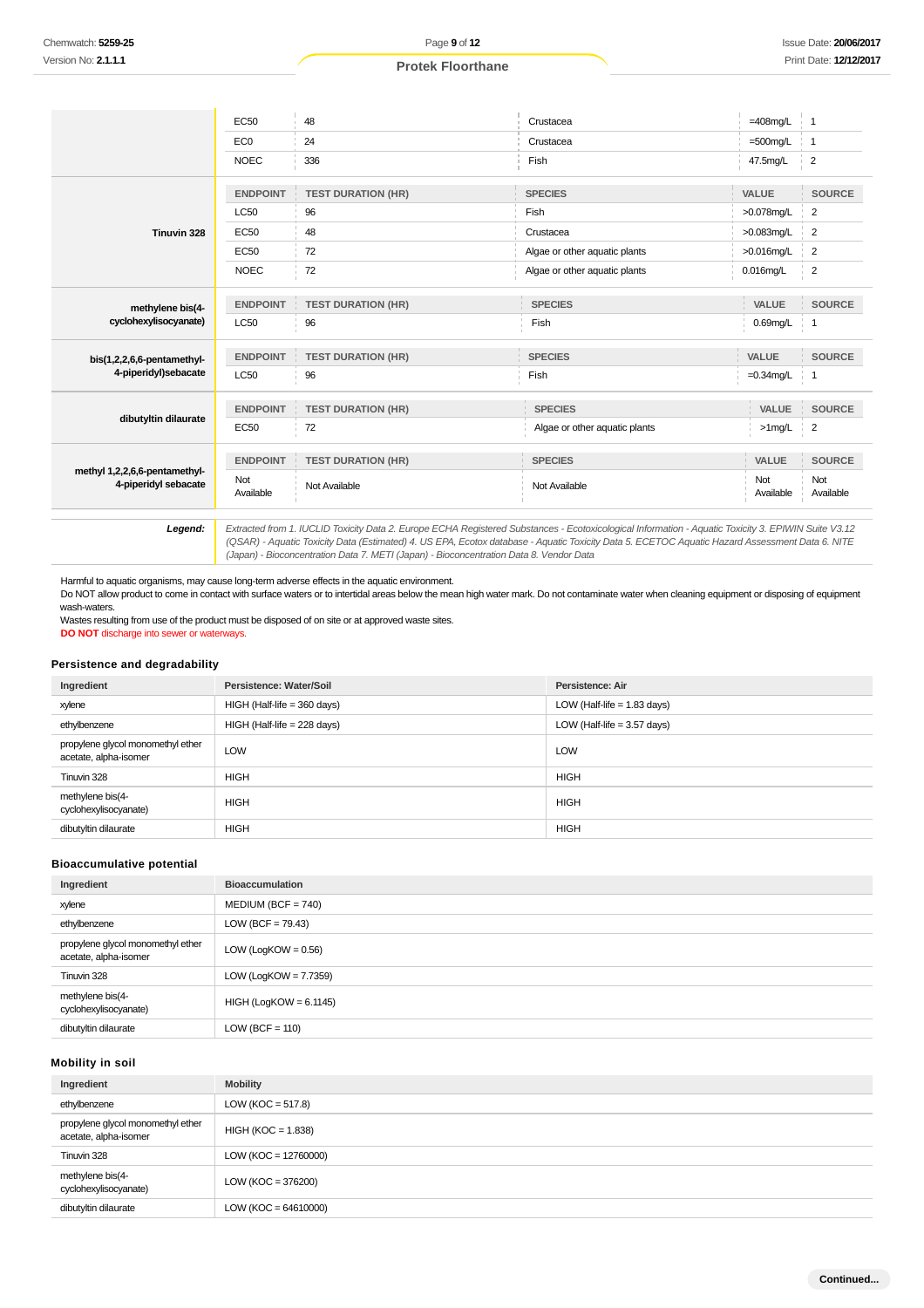| | ENDPOINT | TEST DURATION (HR) | SPECIES | VALUE | SOURCE |
|---|---|---|---|---|---|
| | EC50 | 48 | Crustacea | =408mg/L | 1 |
| | EC0 | 24 | Crustacea | =500mg/L | 1 |
| | NOEC | 336 | Fish | 47.5mg/L | 2 |
| **Tinuvin 328** | ENDPOINT | TEST DURATION (HR) | SPECIES | VALUE | SOURCE |
| | LC50 | 96 | Fish | >0.078mg/L | 2 |
| | EC50 | 48 | Crustacea | >0.083mg/L | 2 |
| | EC50 | 72 | Algae or other aquatic plants | >0.016mg/L | 2 |
| | NOEC | 72 | Algae or other aquatic plants | 0.016mg/L | 2 |
| **methylene bis(4-cyclohexylisocyanate)** | ENDPOINT | TEST DURATION (HR) | SPECIES | VALUE | SOURCE |
| | LC50 | 96 | Fish | 0.69mg/L | 1 |
| **bis(1,2,2,6,6-pentamethyl-4-piperidyl)sebacate** | ENDPOINT | TEST DURATION (HR) | SPECIES | VALUE | SOURCE |
| | LC50 | 96 | Fish | =0.34mg/L | 1 |
| **dibutyltin dilaurate** | ENDPOINT | TEST DURATION (HR) | SPECIES | VALUE | SOURCE |
| | EC50 | 72 | Algae or other aquatic plants | >1mg/L | 2 |
| **methyl 1,2,2,6,6-pentamethyl-4-piperidyl sebacate** | ENDPOINT | TEST DURATION (HR) | SPECIES | VALUE | SOURCE |
| | Not Available | Not Available | Not Available | Not Available | Not Available |

***Legend:*** *Extracted from 1. IUCLID Toxicity Data 2. Europe ECHA Registered Substances - Ecotoxicological Information - Aquatic Toxicity 3. EPIWIN Suite V3.12 (QSAR) - Aquatic Toxicity Data (Estimated) 4. US EPA, Ecotox database - Aquatic Toxicity Data 5. ECETOC Aquatic Hazard Assessment Data 6. NITE (Japan) - Bioconcentration Data 7. METI (Japan) - Bioconcentration Data 8. Vendor Data*

Harmful to aquatic organisms, may cause long-term adverse effects in the aquatic environment.
Do NOT allow product to come in contact with surface waters or to intertidal areas below the mean high water mark. Do not contaminate water when cleaning equipment or disposing of equipment wash-waters.
Wastes resulting from use of the product must be disposed of on site or at approved waste sites.
**DO NOT** discharge into sewer or waterways.

### Persistence and degradability

| Ingredient | Persistence: Water/Soil | Persistence: Air |
|---|---|---|
| xylene | HIGH (Half-life = 360 days) | LOW (Half-life = 1.83 days) |
| ethylbenzene | HIGH (Half-life = 228 days) | LOW (Half-life = 3.57 days) |
| propylene glycol monomethyl ether acetate, alpha-isomer | LOW | LOW |
| Tinuvin 328 | HIGH | HIGH |
| methylene bis(4-cyclohexylisocyanate) | HIGH | HIGH |
| dibutyltin dilaurate | HIGH | HIGH |

### Bioaccumulative potential

| Ingredient | Bioaccumulation |
|---|---|
| xylene | MEDIUM (BCF = 740) |
| ethylbenzene | LOW (BCF = 79.43) |
| propylene glycol monomethyl ether acetate, alpha-isomer | LOW (LogKOW = 0.56) |
| Tinuvin 328 | LOW (LogKOW = 7.7359) |
| methylene bis(4-cyclohexylisocyanate) | HIGH (LogKOW = 6.1145) |
| dibutyltin dilaurate | LOW (BCF = 110) |

### Mobility in soil

| Ingredient | Mobility |
|---|---|
| ethylbenzene | LOW (KOC = 517.8) |
| propylene glycol monomethyl ether acetate, alpha-isomer | HIGH (KOC = 1.838) |
| Tinuvin 328 | LOW (KOC = 12760000) |
| methylene bis(4-cyclohexylisocyanate) | LOW (KOC = 376200) |
| dibutyltin dilaurate | LOW (KOC = 64610000) |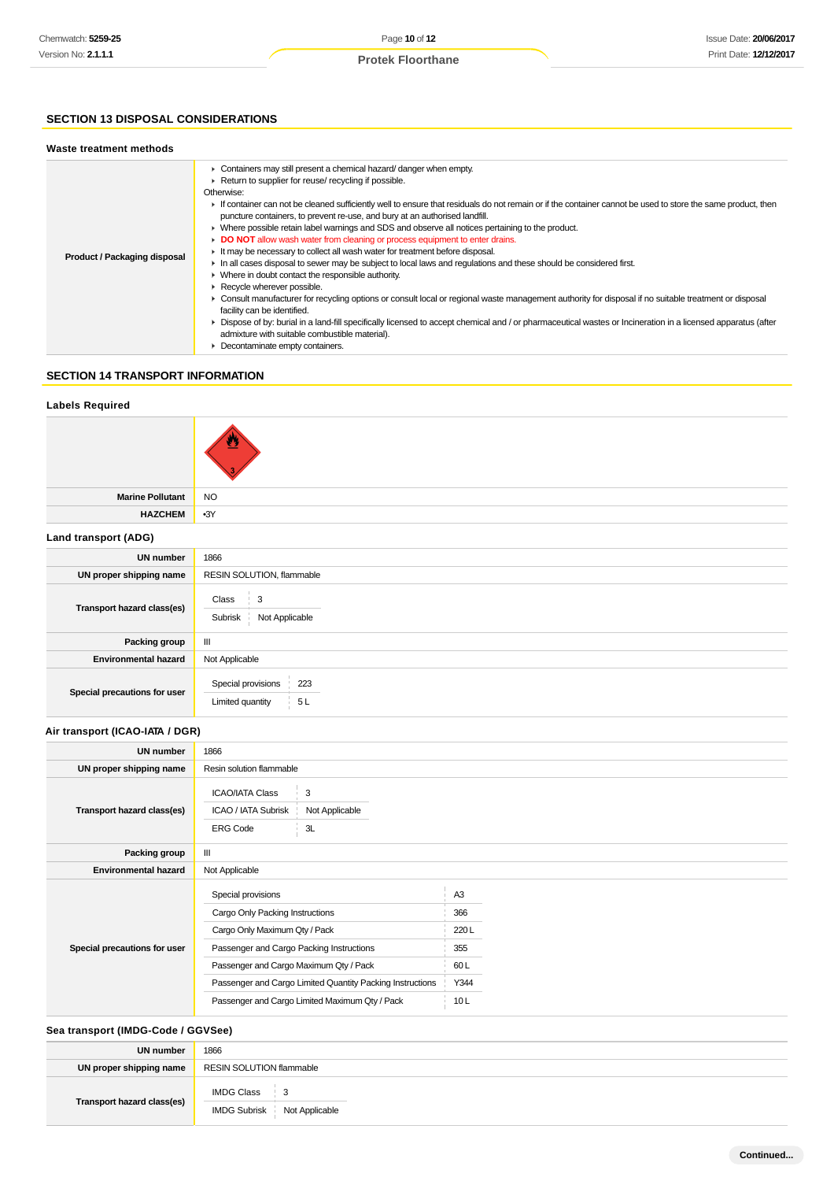## SECTION 13 DISPOSAL CONSIDERATIONS

### Waste treatment methods

| | |
|---|---|
| **Product / Packaging disposal** | ▸ Containers may still present a chemical hazard/ danger when empty.<br>▸ Return to supplier for reuse/ recycling if possible.<br>Otherwise:<br>▸ If container can not be cleaned sufficiently well to ensure that residuals do not remain or if the container cannot be used to store the same product, then puncture containers, to prevent re-use, and bury at an authorised landfill.<br>▸ Where possible retain label warnings and SDS and observe all notices pertaining to the product.<br>▸ **DO NOT** allow wash water from cleaning or process equipment to enter drains.<br>▸ It may be necessary to collect all wash water for treatment before disposal.<br>▸ In all cases disposal to sewer may be subject to local laws and regulations and these should be considered first.<br>▸ Where in doubt contact the responsible authority.<br>▸ Recycle wherever possible.<br>▸ Consult manufacturer for recycling options or consult local or regional waste management authority for disposal if no suitable treatment or disposal facility can be identified.<br>▸ Dispose of by: burial in a land-fill specifically licensed to accept chemical and / or pharmaceutical wastes or Incineration in a licensed apparatus (after admixture with suitable combustible material).<br>▸ Decontaminate empty containers. |

## SECTION 14 TRANSPORT INFORMATION

### Labels Required

| | |
|---|---|
| | |
| **Marine Pollutant** | NO |
| **HAZCHEM** | •3Y |

### Land transport (ADG)

| | |
|---|---|
| **UN number** | 1866 |
| **UN proper shipping name** | RESIN SOLUTION, flammable |
| **Transport hazard class(es)** | Class: 3<br>Subrisk: Not Applicable |
| **Packing group** | III |
| **Environmental hazard** | Not Applicable |
| **Special precautions for user** | Special provisions: 223<br>Limited quantity: 5 L |

### Air transport (ICAO-IATA / DGR)

| | |
|---|---|
| **UN number** | 1866 |
| **UN proper shipping name** | Resin solution flammable |
| **Transport hazard class(es)** | ICAO/IATA Class: 3<br>ICAO / IATA Subrisk: Not Applicable<br>ERG Code: 3L |
| **Packing group** | III |
| **Environmental hazard** | Not Applicable |
| **Special precautions for user** | Special provisions: A3<br>Cargo Only Packing Instructions: 366<br>Cargo Only Maximum Qty / Pack: 220 L<br>Passenger and Cargo Packing Instructions: 355<br>Passenger and Cargo Maximum Qty / Pack: 60 L<br>Passenger and Cargo Limited Quantity Packing Instructions: Y344<br>Passenger and Cargo Limited Maximum Qty / Pack: 10 L |

### Sea transport (IMDG-Code / GGVSee)

| | |
|---|---|
| **UN number** | 1866 |
| **UN proper shipping name** | RESIN SOLUTION flammable |
| **Transport hazard class(es)** | IMDG Class: 3<br>IMDG Subrisk: Not Applicable |

Continued...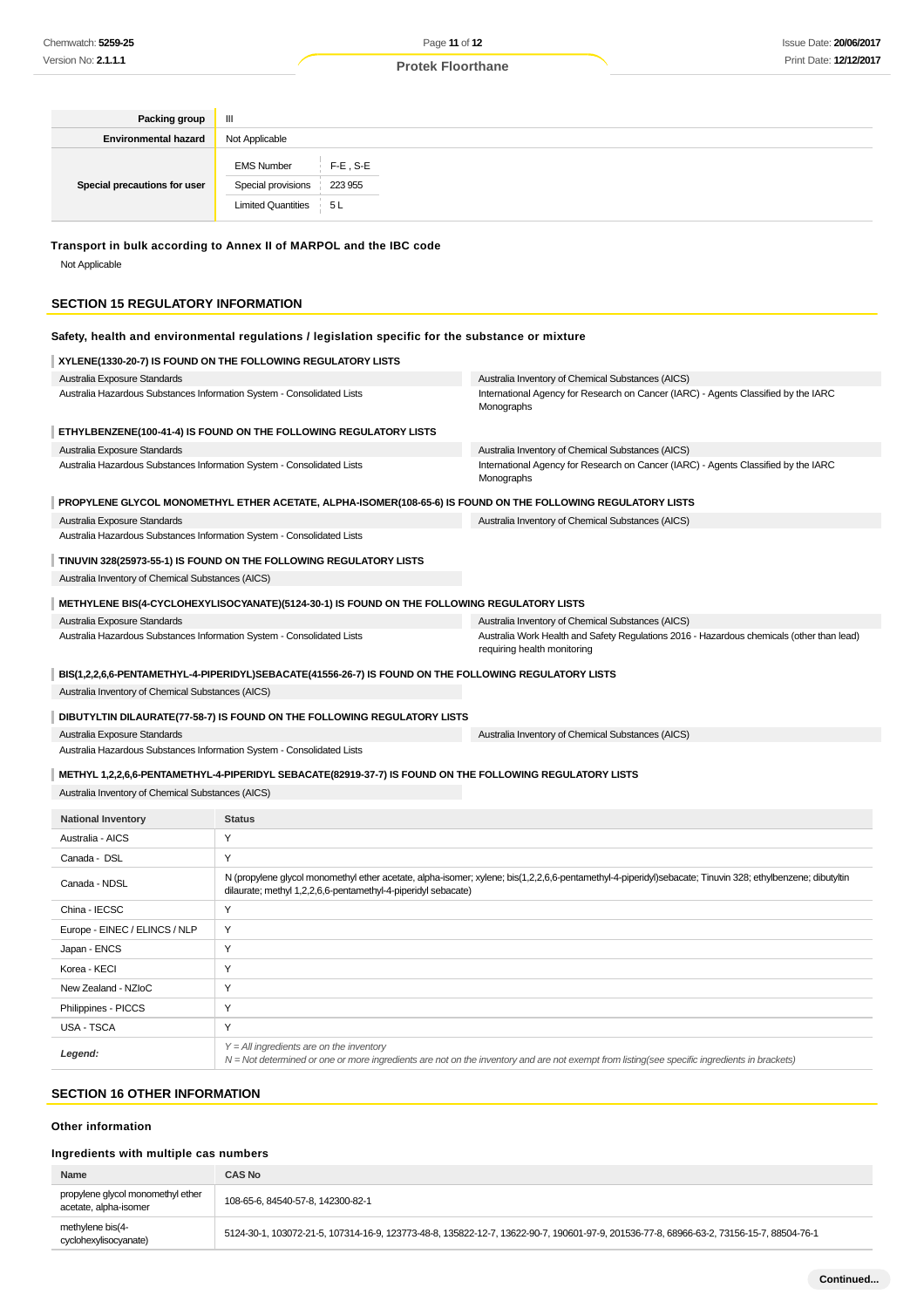| Packing group | III | |
|---|---|---|
| Environmental hazard | Not Applicable | |
| Special precautions for user | EMS Number | F-E , S-E |
| | Special provisions | 223 955 |
| | Limited Quantities | 5 L |

### Transport in bulk according to Annex II of MARPOL and the IBC code

Not Applicable

## SECTION 15 REGULATORY INFORMATION

### Safety, health and environmental regulations / legislation specific for the substance or mixture

#### XYLENE(1330-20-7) IS FOUND ON THE FOLLOWING REGULATORY LISTS

| | |
|---|---|
| Australia Exposure Standards | Australia Inventory of Chemical Substances (AICS) |
| Australia Hazardous Substances Information System - Consolidated Lists | International Agency for Research on Cancer (IARC) - Agents Classified by the IARC Monographs |

#### ETHYLBENZENE(100-41-4) IS FOUND ON THE FOLLOWING REGULATORY LISTS

| | |
|---|---|
| Australia Exposure Standards | Australia Inventory of Chemical Substances (AICS) |
| Australia Hazardous Substances Information System - Consolidated Lists | International Agency for Research on Cancer (IARC) - Agents Classified by the IARC Monographs |

#### PROPYLENE GLYCOL MONOMETHYL ETHER ACETATE, ALPHA-ISOMER(108-65-6) IS FOUND ON THE FOLLOWING REGULATORY LISTS

| | |
|---|---|
| Australia Exposure Standards | Australia Inventory of Chemical Substances (AICS) |
| Australia Hazardous Substances Information System - Consolidated Lists | |

#### TINUVIN 328(25973-55-1) IS FOUND ON THE FOLLOWING REGULATORY LISTS

Australia Inventory of Chemical Substances (AICS)

#### METHYLENE BIS(4-CYCLOHEXYLISOCYANATE)(5124-30-1) IS FOUND ON THE FOLLOWING REGULATORY LISTS

| | |
|---|---|
| Australia Exposure Standards | Australia Inventory of Chemical Substances (AICS) |
| Australia Hazardous Substances Information System - Consolidated Lists | Australia Work Health and Safety Regulations 2016 - Hazardous chemicals (other than lead) requiring health monitoring |

#### BIS(1,2,2,6,6-PENTAMETHYL-4-PIPERIDYL)SEBACATE(41556-26-7) IS FOUND ON THE FOLLOWING REGULATORY LISTS

Australia Inventory of Chemical Substances (AICS)

#### DIBUTYLTIN DILAURATE(77-58-7) IS FOUND ON THE FOLLOWING REGULATORY LISTS

| | |
|---|---|
| Australia Exposure Standards | Australia Inventory of Chemical Substances (AICS) |
| Australia Hazardous Substances Information System - Consolidated Lists | |

#### METHYL 1,2,2,6,6-PENTAMETHYL-4-PIPERIDYL SEBACATE(82919-37-7) IS FOUND ON THE FOLLOWING REGULATORY LISTS

Australia Inventory of Chemical Substances (AICS)

| National Inventory | Status |
|---|---|
| Australia - AICS | Y |
| Canada - DSL | Y |
| Canada - NDSL | N (propylene glycol monomethyl ether acetate, alpha-isomer; xylene; bis(1,2,2,6,6-pentamethyl-4-piperidyl)sebacate; Tinuvin 328; ethylbenzene; dibutyltin dilaurate; methyl 1,2,2,6,6-pentamethyl-4-piperidyl sebacate) |
| China - IECSC | Y |
| Europe - EINEC / ELINCS / NLP | Y |
| Japan - ENCS | Y |
| Korea - KECI | Y |
| New Zealand - NZIoC | Y |
| Philippines - PICCS | Y |
| USA - TSCA | Y |
| ***Legend:*** | *Y = All ingredients are on the inventory*<br>*N = Not determined or one or more ingredients are not on the inventory and are not exempt from listing(see specific ingredients in brackets)* |

## SECTION 16 OTHER INFORMATION

### Other information

### Ingredients with multiple cas numbers

| Name | CAS No |
|---|---|
| propylene glycol monomethyl ether acetate, alpha-isomer | 108-65-6, 84540-57-8, 142300-82-1 |
| methylene bis(4-cyclohexylisocyanate) | 5124-30-1, 103072-21-5, 107314-16-9, 123773-48-8, 135822-12-7, 13622-90-7, 190601-97-9, 201536-77-8, 68966-63-2, 73156-15-7, 88504-76-1 |

**Continued...**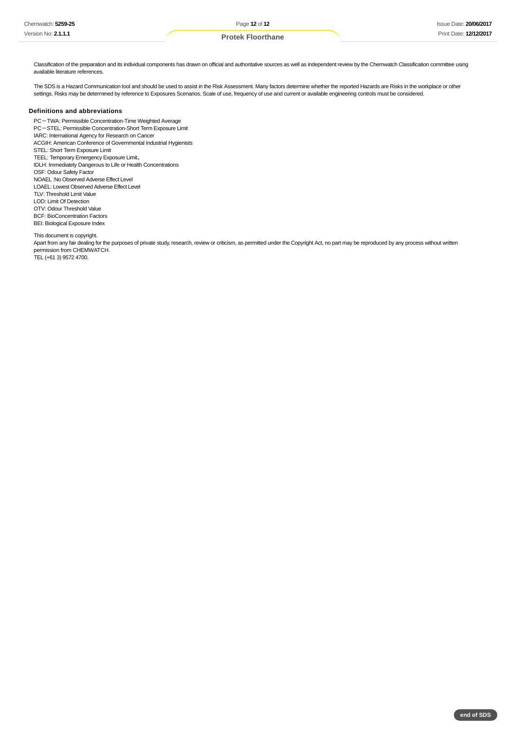Classification of the preparation and its individual components has drawn on official and authoritative sources as well as independent review by the Chemwatch Classification committee using available literature references.

The SDS is a Hazard Communication tool and should be used to assist in the Risk Assessment. Many factors determine whether the reported Hazards are Risks in the workplace or other settings. Risks may be determined by reference to Exposures Scenarios. Scale of use, frequency of use and current or available engineering controls must be considered.

### Definitions and abbreviations

PC－TWA: Permissible Concentration-Time Weighted Average
PC－STEL: Permissible Concentration-Short Term Exposure Limit
IARC: International Agency for Research on Cancer
ACGIH: American Conference of Governmental Industrial Hygienists
STEL: Short Term Exposure Limit
TEEL: Temporary Emergency Exposure Limit。
IDLH: Immediately Dangerous to Life or Health Concentrations
OSF: Odour Safety Factor
NOAEL :No Observed Adverse Effect Level
LOAEL: Lowest Observed Adverse Effect Level
TLV: Threshold Limit Value
LOD: Limit Of Detection
OTV: Odour Threshold Value
BCF: BioConcentration Factors
BEI: Biological Exposure Index

This document is copyright.
Apart from any fair dealing for the purposes of private study, research, review or criticism, as permitted under the Copyright Act, no part may be reproduced by any process without written permission from CHEMWATCH.
TEL (+61 3) 9572 4700.

end of SDS